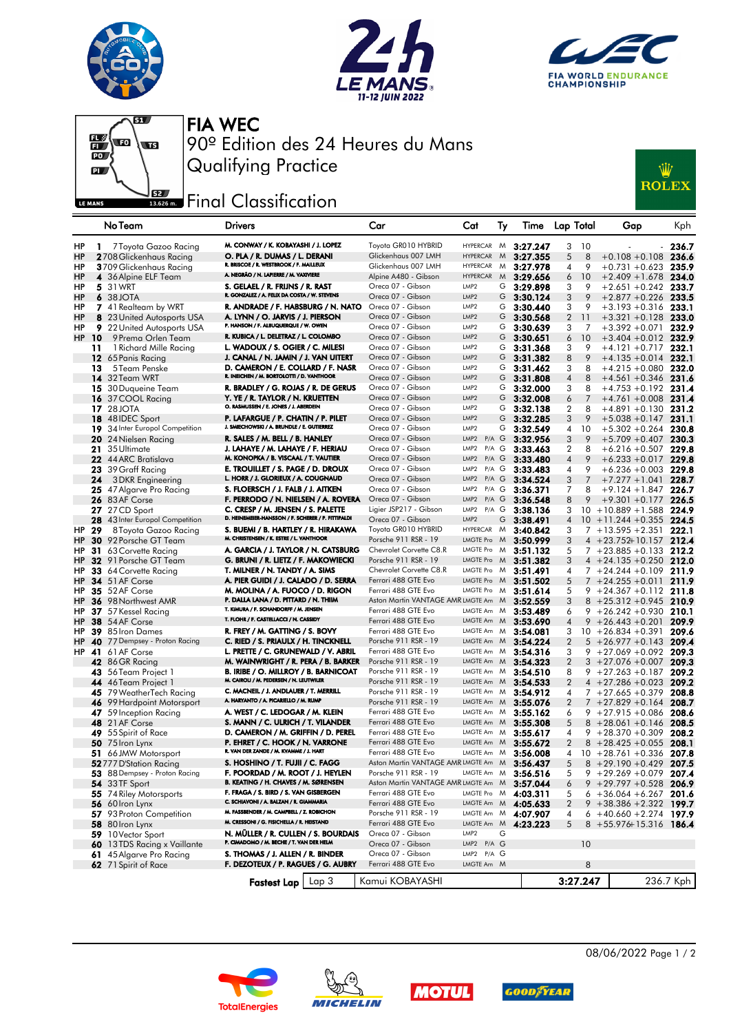# FIA WEC

90º Edition des 24 Heures du Mans

Qualifying Practice

## Final Classification

| | | No | Team | Drivers | Car | Cat | | Ty | Time | Lap | Total | Gap | | Kph |
|---|---|---|---|---|---|---|---|---|---|---|---|---|---|---|
| HP | 1 | 7 | Toyota Gazoo Racing | M. CONWAY / K. KOBAYASHI / J. LOPEZ | Toyota GR010 HYBRID | HYPERCAR | | M | 3:27.247 | 3 | 10 | - | - | 236.7 |
| HP | 2 | 708 | Glickenhaus Racing | O. PLA / R. DUMAS / L. DERANI | Glickenhaus 007 LMH | HYPERCAR | | M | 3:27.355 | 5 | 8 | +0.108 | +0.108 | 236.6 |
| HP | 3 | 709 | Glickenhaus Racing | R. BRISCOE / R. WESTBROOK / F. MAILLEUX | Glickenhaus 007 LMH | HYPERCAR | | M | 3:27.978 | 4 | 9 | +0.731 | +0.623 | 235.9 |
| HP | 4 | 36 | Alpine ELF Team | A. NEGRÃO / N. LAPIERRE / M. VAXIVIERE | Alpine A480 - Gibson | HYPERCAR | | M | 3:29.656 | 6 | 10 | +2.409 | +1.678 | 234.0 |
| HP | 5 | 31 | WRT | S. GELAEL / R. FRIJNS / R. RAST | Oreca 07 - Gibson | LMP2 | | G | 3:29.898 | 3 | 9 | +2.651 | +0.242 | 233.7 |
| HP | 6 | 38 | JOTA | R. GONZALEZ / A. FELIX DA COSTA / W. STEVENS | Oreca 07 - Gibson | LMP2 | | G | 3:30.124 | 3 | 9 | +2.877 | +0.226 | 233.5 |
| HP | 7 | 41 | Realteam by WRT | R. ANDRADE / F. HABSBURG / N. NATO | Oreca 07 - Gibson | LMP2 | | G | 3:30.440 | 3 | 9 | +3.193 | +0.316 | 233.1 |
| HP | 8 | 23 | United Autosports USA | A. LYNN / O. JARVIS / J. PIERSON | Oreca 07 - Gibson | LMP2 | | G | 3:30.568 | 2 | 11 | +3.321 | +0.128 | 233.0 |
| HP | 9 | 22 | United Autosports USA | P. HANSON / F. ALBUQUERQUE / W. OWEN | Oreca 07 - Gibson | LMP2 | | G | 3:30.639 | 3 | 7 | +3.392 | +0.071 | 232.9 |
| HP | 10 | 9 | Prema Orlen Team | R. KUBICA / L. DELETRAZ / L. COLOMBO | Oreca 07 - Gibson | LMP2 | | G | 3:30.651 | 6 | 10 | +3.404 | +0.012 | 232.9 |
| | 11 | 1 | Richard Mille Racing | L. WADOUX / S. OGIER / C. MILESI | Oreca 07 - Gibson | LMP2 | | G | 3:31.368 | 3 | 9 | +4.121 | +0.717 | 232.1 |
| | 12 | 65 | Panis Racing | J. CANAL / N. JAMIN / J. VAN UITERT | Oreca 07 - Gibson | LMP2 | | G | 3:31.382 | 8 | 9 | +4.135 | +0.014 | 232.1 |
| | 13 | 5 | Team Penske | D. CAMERON / E. COLLARD / F. NASR | Oreca 07 - Gibson | LMP2 | | G | 3:31.462 | 3 | 8 | +4.215 | +0.080 | 232.0 |
| | 14 | 32 | Team WRT | R. INEICHEN / M. BORTOLOTTI / D. VANTHOOR | Oreca 07 - Gibson | LMP2 | | G | 3:31.808 | 4 | 8 | +4.561 | +0.346 | 231.6 |
| | 15 | 30 | Duqueine Team | R. BRADLEY / G. ROJAS / R. DE GERUS | Oreca 07 - Gibson | LMP2 | | G | 3:32.000 | 3 | 8 | +4.753 | +0.192 | 231.4 |
| | 16 | 37 | COOL Racing | Y. YE / R. TAYLOR / N. KRUETTEN | Oreca 07 - Gibson | LMP2 | | G | 3:32.008 | 6 | 7 | +4.761 | +0.008 | 231.4 |
| | 17 | 28 | JOTA | O. RASMUSSEN / E. JONES / J. ABERDEIN | Oreca 07 - Gibson | LMP2 | | G | 3:32.138 | 2 | 8 | +4.891 | +0.130 | 231.2 |
| | 18 | 48 | IDEC Sport | P. LAFARGUE / P. CHATIN / P. PILET | Oreca 07 - Gibson | LMP2 | | G | 3:32.285 | 3 | 9 | +5.038 | +0.147 | 231.1 |
| | 19 | 34 | Inter Europol Competition | J. SMIECHOWSKI / A. BRUNDLE / E. GUTIERREZ | Oreca 07 - Gibson | LMP2 | | G | 3:32.549 | 4 | 10 | +5.302 | +0.264 | 230.8 |
| | 20 | 24 | Nielsen Racing | R. SALES / M. BELL / B. HANLEY | Oreca 07 - Gibson | LMP2 | P/A | G | 3:32.956 | 3 | 9 | +5.709 | +0.407 | 230.3 |
| | 21 | 35 | Ultimate | J. LAHAYE / M. LAHAYE / F. HERIAU | Oreca 07 - Gibson | LMP2 | P/A | G | 3:33.463 | 2 | 8 | +6.216 | +0.507 | 229.8 |
| | 22 | 44 | ARC Bratislava | M. KONOPKA / B. VISCAAL / T. VAUTIER | Oreca 07 - Gibson | LMP2 | P/A | G | 3:33.480 | 4 | 9 | +6.233 | +0.017 | 229.8 |
| | 23 | 39 | Graff Racing | E. TROUILLET / S. PAGE / D. DROUX | Oreca 07 - Gibson | LMP2 | P/A | G | 3:33.483 | 4 | 9 | +6.236 | +0.003 | 229.8 |
| | 24 | 3 | DKR Engineering | L. HORR / J. GLORIEUX / A. COUGNAUD | Oreca 07 - Gibson | LMP2 | P/A | G | 3:34.524 | 3 | 7 | +7.277 | +1.041 | 228.7 |
| | 25 | 47 | Algarve Pro Racing | S. FLOERSCH / J. FALB / J. AITKEN | Oreca 07 - Gibson | LMP2 | P/A | G | 3:36.371 | 7 | 8 | +9.124 | +1.847 | 226.7 |
| | 26 | 83 | AF Corse | F. PERRODO / N. NIELSEN / A. ROVERA | Oreca 07 - Gibson | LMP2 | P/A | G | 3:36.548 | 8 | 9 | +9.301 | +0.177 | 226.5 |
| | 27 | 27 | CD Sport | C. CRESP / M. JENSEN / S. PALETTE | Ligier JSP217 - Gibson | LMP2 | P/A | G | 3:38.136 | 3 | 10 | +10.889 | +1.588 | 224.9 |
| | 28 | 43 | Inter Europol Competition | D. HEINEMEIER-HANSSON / F. SCHERER / P. FITTIPALDI | Oreca 07 - Gibson | LMP2 | | G | 3:38.491 | 4 | 10 | +11.244 | +0.355 | 224.5 |
| HP | 29 | 8 | Toyota Gazoo Racing | S. BUEMI / B. HARTLEY / R. HIRAKAWA | Toyota GR010 HYBRID | HYPERCAR | | M | 3:40.842 | 3 | 7 | +13.595 | +2.351 | 222.1 |
| HP | 30 | 92 | Porsche GT Team | M. CHRISTENSEN / K. ESTRE / L. VANTHOOR | Porsche 911 RSR - 19 | LMGTE Pro | | M | 3:50.999 | 3 | 4 | +23.752 | +10.157 | 212.4 |
| HP | 31 | 63 | Corvette Racing | A. GARCIA / J. TAYLOR / N. CATSBURG | Chevrolet Corvette C8.R | LMGTE Pro | | M | 3:51.132 | 5 | 7 | +23.885 | +0.133 | 212.2 |
| HP | 32 | 91 | Porsche GT Team | G. BRUNI / R. LIETZ / F. MAKOWIECKI | Porsche 911 RSR - 19 | LMGTE Pro | | M | 3:51.382 | 3 | 4 | +24.135 | +0.250 | 212.0 |
| HP | 33 | 64 | Corvette Racing | T. MILNER / N. TANDY / A. SIMS | Chevrolet Corvette C8.R | LMGTE Pro | | M | 3:51.491 | 4 | 7 | +24.244 | +0.109 | 211.9 |
| HP | 34 | 51 | AF Corse | A. PIER GUIDI / J. CALADO / D. SERRA | Ferrari 488 GTE Evo | LMGTE Pro | | M | 3:51.502 | 5 | 7 | +24.255 | +0.011 | 211.9 |
| HP | 35 | 52 | AF Corse | M. MOLINA / A. FUOCO / D. RIGON | Ferrari 488 GTE Evo | LMGTE Pro | | M | 3:51.614 | 5 | 9 | +24.367 | +0.112 | 211.8 |
| HP | 36 | 98 | Northwest AMR | P. DALLA LANA / D. PITTARD / N. THIIM | Aston Martin VANTAGE AMR | LMGTE Am | | M | 3:52.559 | 3 | 8 | +25.312 | +0.945 | 210.9 |
| HP | 37 | 57 | Kessel Racing | T. KIMURA / F. SCHANDORFF / M. JENSEN | Ferrari 488 GTE Evo | LMGTE Am | | M | 3:53.489 | 6 | 9 | +26.242 | +0.930 | 210.1 |
| HP | 38 | 54 | AF Corse | T. FLOHR / F. CASTELLACCI / N. CASSIDY | Ferrari 488 GTE Evo | LMGTE Am | | M | 3:53.690 | 4 | 9 | +26.443 | +0.201 | 209.9 |
| HP | 39 | 85 | Iron Dames | R. FREY / M. GATTING / S. BOVY | Ferrari 488 GTE Evo | LMGTE Am | | M | 3:54.081 | 3 | 10 | +26.834 | +0.391 | 209.6 |
| HP | 40 | 77 | Dempsey - Proton Racing | C. RIED / S. PRIAULX / H. TINCKNELL | Porsche 911 RSR - 19 | LMGTE Am | | M | 3:54.224 | 2 | 5 | +26.977 | +0.143 | 209.4 |
| HP | 41 | 61 | AF Corse | L. PRETTE / C. GRUNEWALD / V. ABRIL | Ferrari 488 GTE Evo | LMGTE Am | | M | 3:54.316 | 3 | 9 | +27.069 | +0.092 | 209.3 |
| | 42 | 86 | GR Racing | M. WAINWRIGHT / R. PERA / B. BARKER | Porsche 911 RSR - 19 | LMGTE Am | | M | 3:54.323 | 2 | 3 | +27.076 | +0.007 | 209.3 |
| | 43 | 56 | Team Project 1 | B. IRIBE / O. MILLROY / B. BARNICOAT | Porsche 911 RSR - 19 | LMGTE Am | | M | 3:54.510 | 8 | 9 | +27.263 | +0.187 | 209.2 |
| | 44 | 46 | Team Project 1 | M. CAIROLI / M. PEDERSEN / N. LEUTWILER | Porsche 911 RSR - 19 | LMGTE Am | | M | 3:54.533 | 2 | 4 | +27.286 | +0.023 | 209.2 |
| | 45 | 79 | WeatherTech Racing | C. MACNEIL / J. ANDLAUER / T. MERRILL | Porsche 911 RSR - 19 | LMGTE Am | | M | 3:54.912 | 4 | 7 | +27.665 | +0.379 | 208.8 |
| | 46 | 99 | Hardpoint Motorsport | A. HARYANTO / A. PICARIELLO / M. RUMP | Porsche 911 RSR - 19 | LMGTE Am | | M | 3:55.076 | 2 | 7 | +27.829 | +0.164 | 208.7 |
| | 47 | 59 | Inception Racing | A. WEST / C. LEDOGAR / M. KLEIN | Ferrari 488 GTE Evo | LMGTE Am | | M | 3:55.162 | 6 | 9 | +27.915 | +0.086 | 208.6 |
| | 48 | 21 | AF Corse | S. MANN / C. ULRICH / T. VILANDER | Ferrari 488 GTE Evo | LMGTE Am | | M | 3:55.308 | 5 | 8 | +28.061 | +0.146 | 208.5 |
| | 49 | 55 | Spirit of Race | D. CAMERON / M. GRIFFIN / D. PEREL | Ferrari 488 GTE Evo | LMGTE Am | | M | 3:55.617 | 4 | 9 | +28.370 | +0.309 | 208.2 |
| | 50 | 75 | Iron Lynx | P. EHRET / C. HOOK / N. VARRONE | Ferrari 488 GTE Evo | LMGTE Am | | M | 3:55.672 | 2 | 8 | +28.425 | +0.055 | 208.1 |
| | 51 | 66 | JMW Motorsport | R. VAN DER ZANDE / M. KVAMME / J. HART | Ferrari 488 GTE Evo | LMGTE Am | | M | 3:56.008 | 4 | 10 | +28.761 | +0.336 | 207.8 |
| | 52 | 777 | D'Station Racing | S. HOSHINO / T. FUJII / C. FAGG | Aston Martin VANTAGE AMR | LMGTE Am | | M | 3:56.437 | 5 | 8 | +29.190 | +0.429 | 207.5 |
| | 53 | 88 | Dempsey - Proton Racing | F. POORDAD / M. ROOT / J. HEYLEN | Porsche 911 RSR - 19 | LMGTE Am | | M | 3:56.516 | 5 | 9 | +29.269 | +0.079 | 207.4 |
| | 54 | 33 | TF Sport | B. KEATING / H. CHAVES / M. SØRENSEN | Aston Martin VANTAGE AMR | LMGTE Am | | M | 3:57.044 | 6 | 9 | +29.797 | +0.528 | 206.9 |
| | 55 | 74 | Riley Motorsports | F. FRAGA / S. BIRD / S. VAN GISBERGEN | Ferrari 488 GTE Evo | LMGTE Pro | | M | 4:03.311 | 5 | 6 | +36.064 | +6.267 | 201.6 |
| | 56 | 60 | Iron Lynx | C. SCHIAVONI / A. BALZAN / R. GIAMMARIA | Ferrari 488 GTE Evo | LMGTE Am | | M | 4:05.633 | 2 | 9 | +38.386 | +2.322 | 199.7 |
| | 57 | 93 | Proton Competition | M. FASSBENDER / M. CAMPBELL / Z. ROBICHON | Porsche 911 RSR - 19 | LMGTE Am | | M | 4:07.907 | 4 | 6 | +40.660 | +2.274 | 197.9 |
| | 58 | 80 | Iron Lynx | M. CRESSONI / G. FISICHELLA / R. HEISTAND | Ferrari 488 GTE Evo | LMGTE Am | | M | 4:23.223 | 5 | 8 | +55.976 | +15.316 | 186.4 |
| | 59 | 10 | Vector Sport | N. MÜLLER / R. CULLEN / S. BOURDAIS | Oreca 07 - Gibson | LMP2 | | G | | | | | | |
| | 60 | 13 | TDS Racing x Vaillante | P. CIMADOMO / M. BECHE / T. VAN DER HELM | Oreca 07 - Gibson | LMP2 | P/A | G | | | 10 | | | |
| | 61 | 45 | Algarve Pro Racing | S. THOMAS / J. ALLEN / R. BINDER | Oreca 07 - Gibson | LMP2 | P/A | G | | | | | | |
| | 62 | 71 | Spirit of Race | F. DEZOTEUX / P. RAGUES / G. AUBRY | Ferrari 488 GTE Evo | LMGTE Am | | M | | | 8 | | | |

| Fastest Lap | Lap 3 | Kamui KOBAYASHI | 3:27.247 | 236.7 Kph |
|---|---|---|---|---|

08/06/2022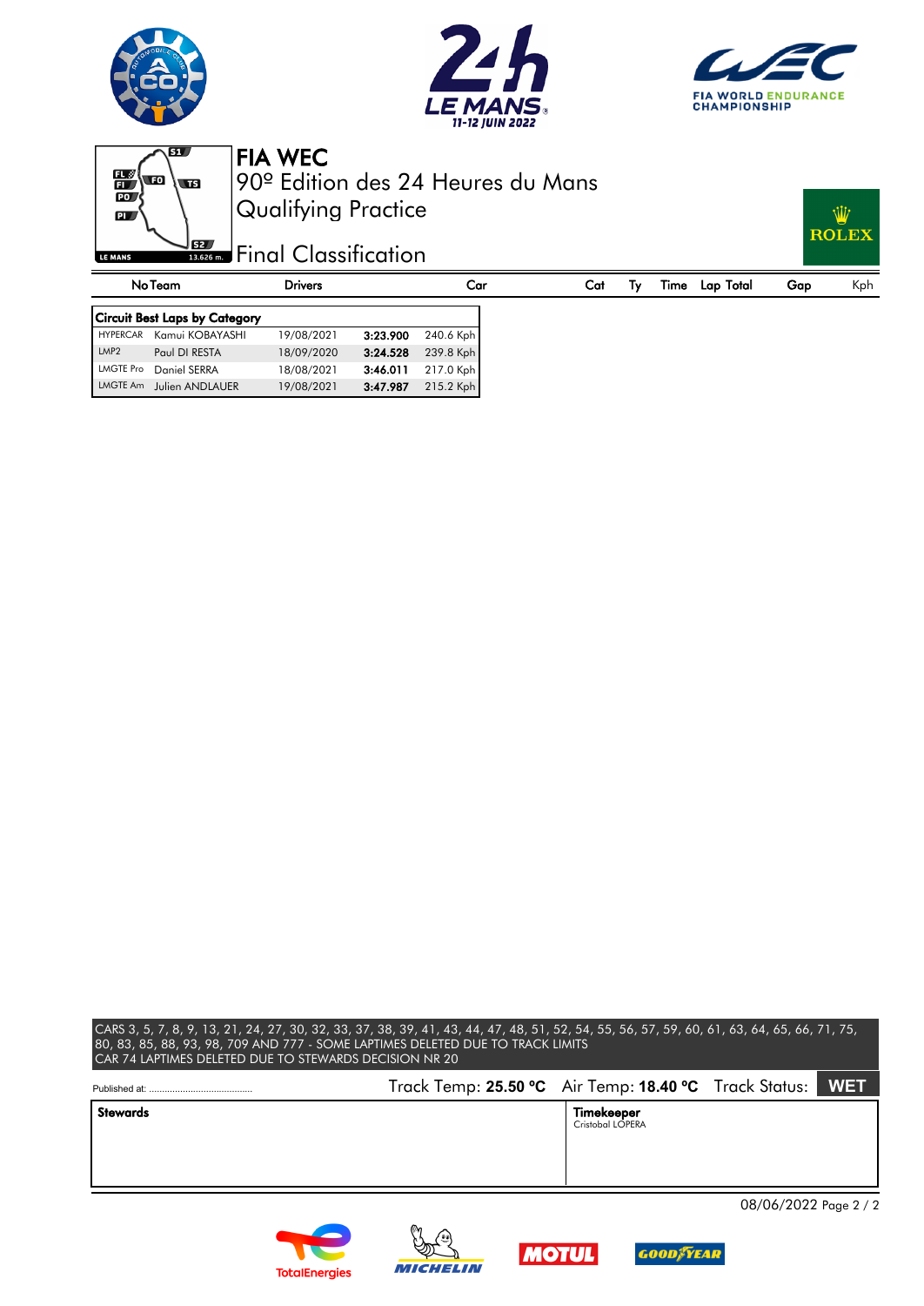# FIA WEC

90º Edition des 24 Heures du Mans

Qualifying Practice

Final Classification

| No | Team | Drivers | Car | Cat | Ty | Time | Lap Total | Gap | Kph |
|---|---|---|---|---|---|---|---|---|---|

**Circuit Best Laps by Category**

| | | | | |
|---|---|---|---|---|
| HYPERCAR | Kamui KOBAYASHI | 19/08/2021 | **3:23.900** | 240.6 Kph |
| LMP2 | Paul DI RESTA | 18/09/2020 | **3:24.528** | 239.8 Kph |
| LMGTE Pro | Daniel SERRA | 18/08/2021 | **3:46.011** | 217.0 Kph |
| LMGTE Am | Julien ANDLAUER | 19/08/2021 | **3:47.987** | 215.2 Kph |

CARS 3, 5, 7, 8, 9, 13, 21, 24, 27, 30, 32, 33, 37, 38, 39, 41, 43, 44, 47, 48, 51, 52, 54, 55, 56, 57, 59, 60, 61, 63, 64, 65, 66, 71, 75, 80, 83, 85, 88, 93, 98, 709 AND 777 - SOME LAPTIMES DELETED DUE TO TRACK LIMITS
CAR 74 LAPTIMES DELETED DUE TO STEWARDS DECISION NR 20

Published at: ........................................

Track Temp: **25.50 ºC** Air Temp: **18.40 ºC** Track Status: **WET**

**Stewards**

**Timekeeper**
Cristobal LOPERA

08/06/2022